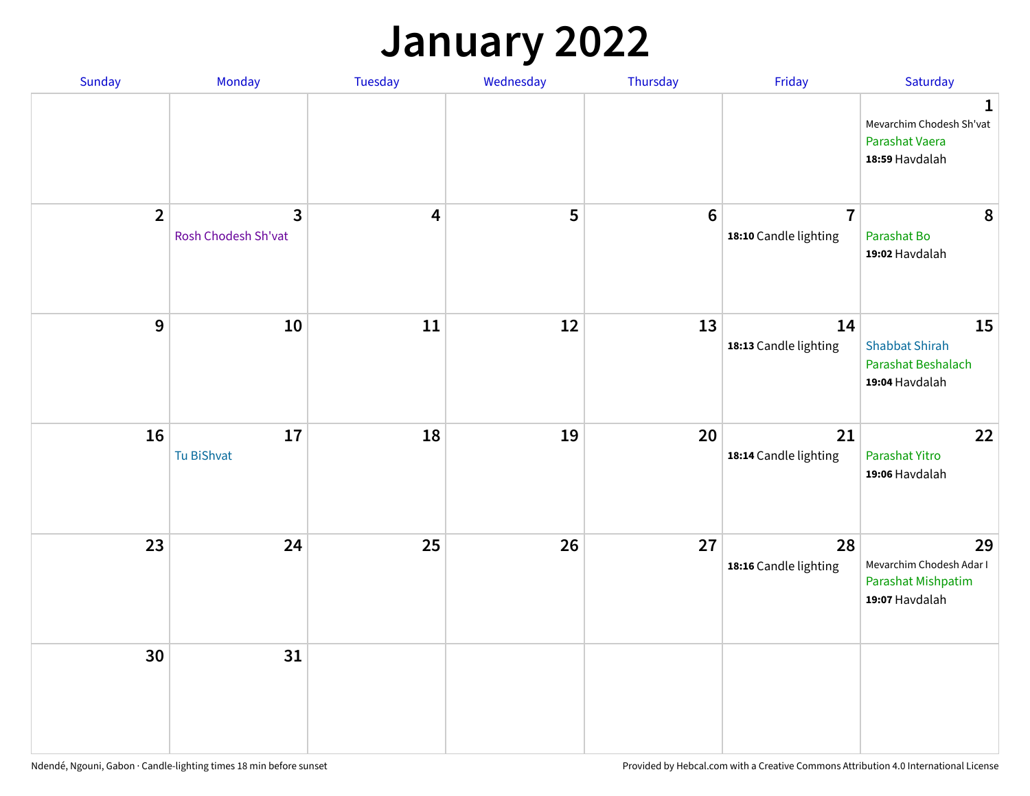# January 2022

| Sunday | Monday | Tuesday | Wednesday | Thursday | Friday | Saturday |
|---|---|---|---|---|---|---|
| | | | | | | **1** Mevarchim Chodesh Sh'vat Parashat Vaera **18:59** Havdalah |
| **2** | **3** Rosh Chodesh Sh'vat | **4** | **5** | **6** | **7** **18:10** Candle lighting | **8** Parashat Bo **19:02** Havdalah |
| **9** | **10** | **11** | **12** | **13** | **14** **18:13** Candle lighting | **15** Shabbat Shirah Parashat Beshalach **19:04** Havdalah |
| **16** | **17** Tu BiShvat | **18** | **19** | **20** | **21** **18:14** Candle lighting | **22** Parashat Yitro **19:06** Havdalah |
| **23** | **24** | **25** | **26** | **27** | **28** **18:16** Candle lighting | **29** Mevarchim Chodesh Adar I Parashat Mishpatim **19:07** Havdalah |
| **30** | **31** | | | | | |

Ndendé, Ngouni, Gabon · Candle-lighting times 18 min before sunset

Provided by Hebcal.com with a Creative Commons Attribution 4.0 International License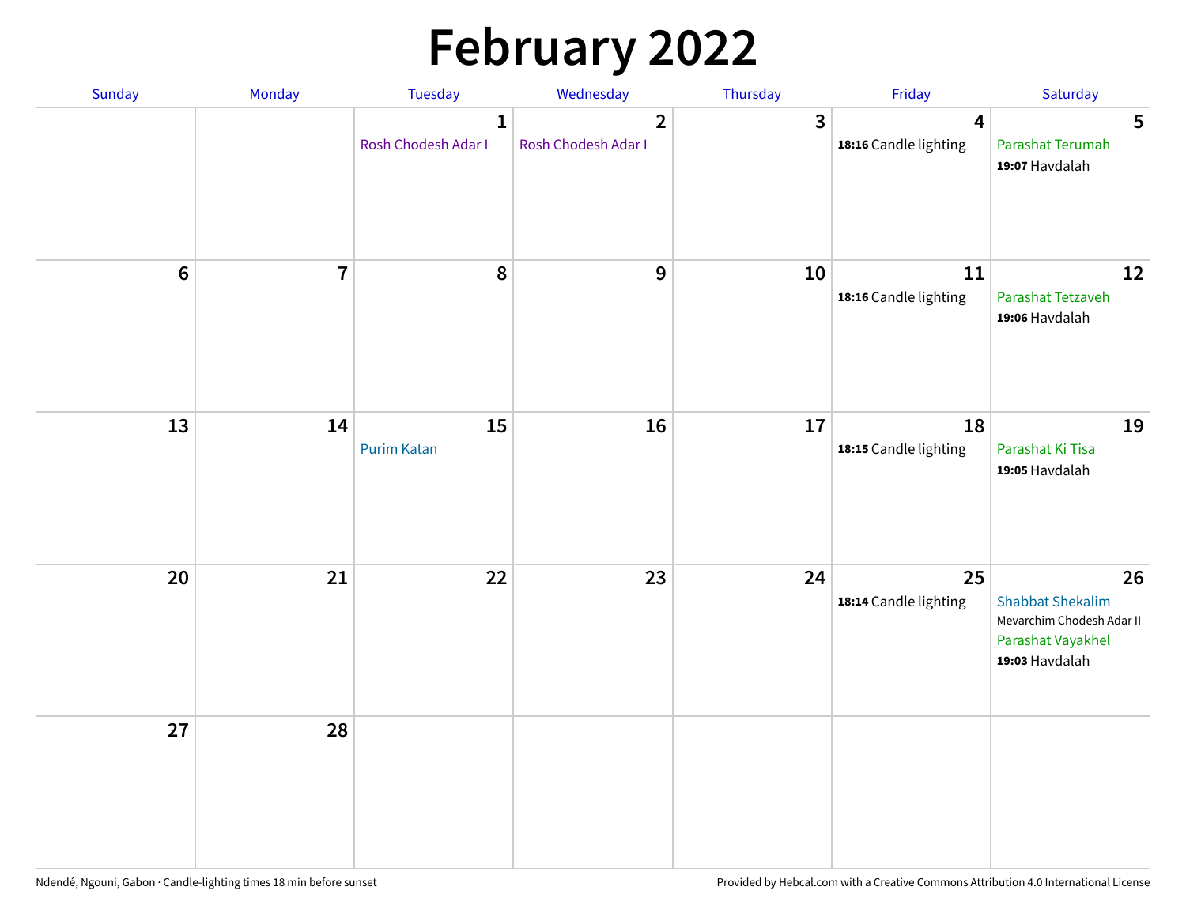# February 2022

| Sunday | Monday | Tuesday | Wednesday | Thursday | Friday | Saturday |
|---|---|---|---|---|---|---|
| | | **1** Rosh Chodesh Adar I | **2** Rosh Chodesh Adar I | **3** | **4** **18:16** Candle lighting | **5** Parashat Terumah **19:07** Havdalah |
| **6** | **7** | **8** | **9** | **10** | **11** **18:16** Candle lighting | **12** Parashat Tetzaveh **19:06** Havdalah |
| **13** | **14** | **15** Purim Katan | **16** | **17** | **18** **18:15** Candle lighting | **19** Parashat Ki Tisa **19:05** Havdalah |
| **20** | **21** | **22** | **23** | **24** | **25** **18:14** Candle lighting | **26** Shabbat Shekalim Mevarchim Chodesh Adar II Parashat Vayakhel **19:03** Havdalah |
| **27** | **28** | | | | | |

Ndendé, Ngouni, Gabon · Candle-lighting times 18 min before sunset

Provided by Hebcal.com with a Creative Commons Attribution 4.0 International License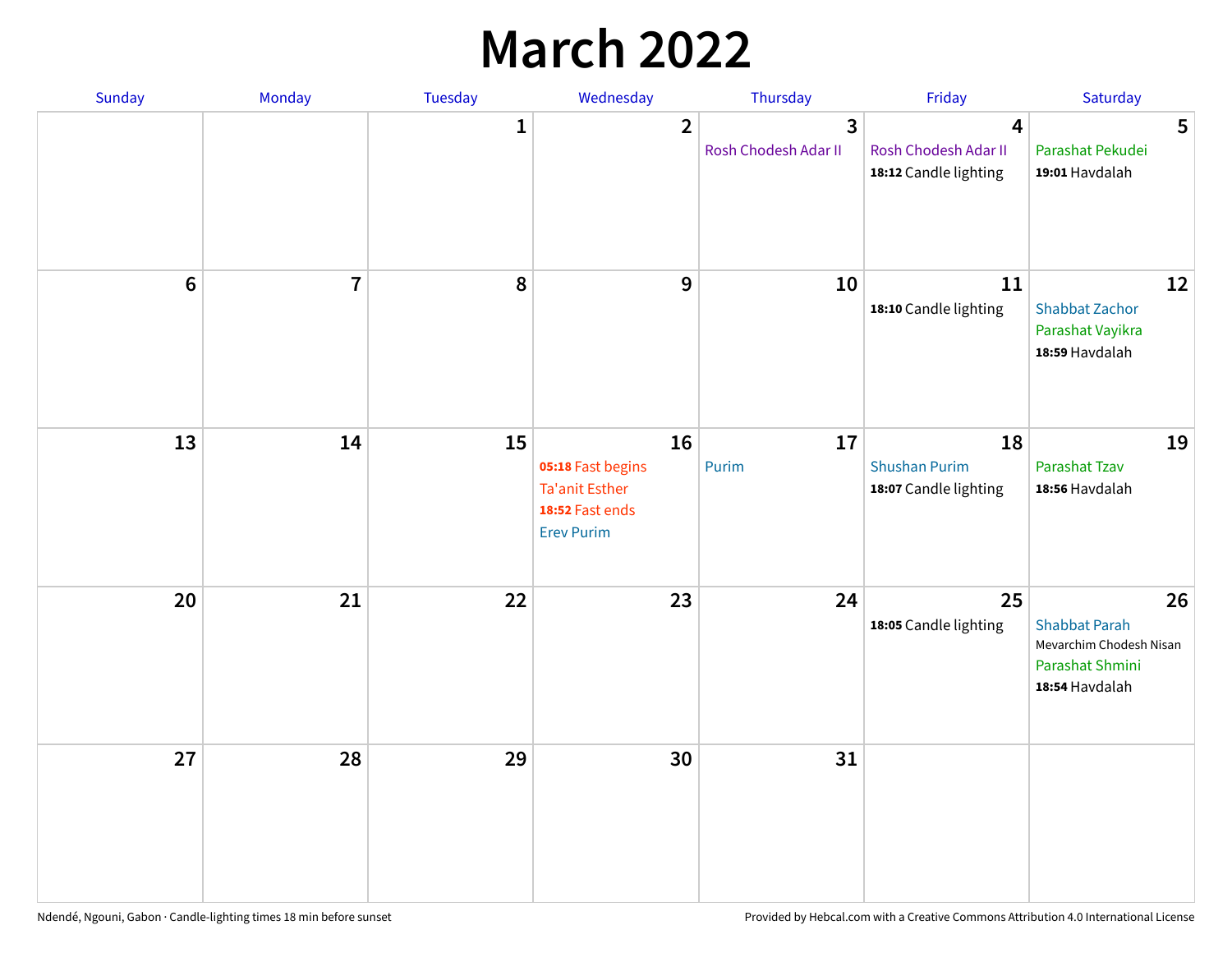# March 2022

| Sunday | Monday | Tuesday | Wednesday | Thursday | Friday | Saturday |
|---|---|---|---|---|---|---|
| | | 1 | 2 | 3<br>Rosh Chodesh Adar II | 4<br>Rosh Chodesh Adar II<br>**18:12** Candle lighting | 5<br>Parashat Pekudei<br>**19:01** Havdalah |
| 6 | 7 | 8 | 9 | 10 | 11<br>**18:10** Candle lighting | 12<br>Shabbat Zachor<br>Parashat Vayikra<br>**18:59** Havdalah |
| 13 | 14 | 15 | 16<br>**05:18** Fast begins<br>Ta'anit Esther<br>**18:52** Fast ends<br>Erev Purim | 17<br>Purim | 18<br>Shushan Purim<br>**18:07** Candle lighting | 19<br>Parashat Tzav<br>**18:56** Havdalah |
| 20 | 21 | 22 | 23 | 24 | 25<br>**18:05** Candle lighting | 26<br>Shabbat Parah<br>Mevarchim Chodesh Nisan<br>Parashat Shmini<br>**18:54** Havdalah |
| 27 | 28 | 29 | 30 | 31 | | |

Ndendé, Ngouni, Gabon · Candle-lighting times 18 min before sunset

Provided by Hebcal.com with a Creative Commons Attribution 4.0 International License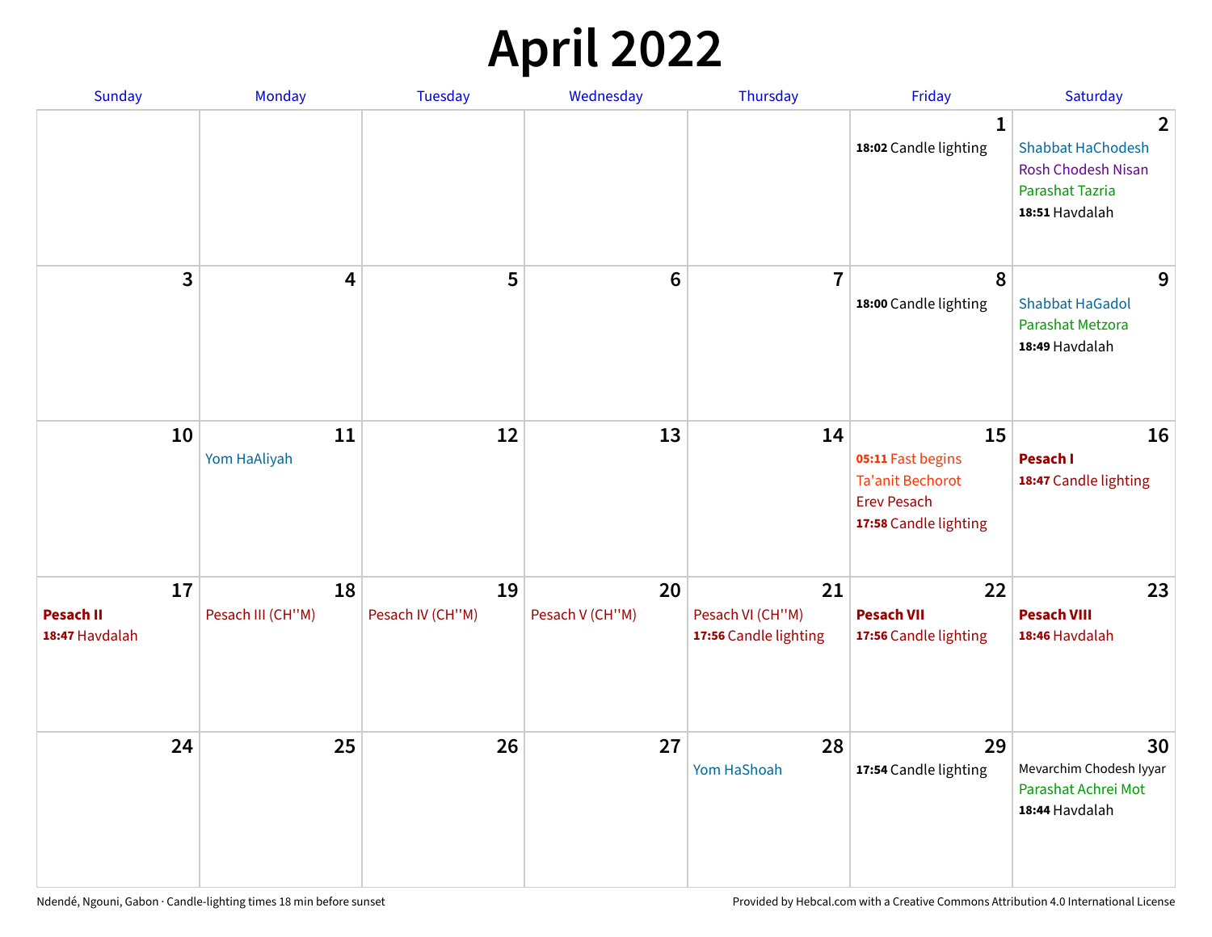# April 2022

| Sunday | Monday | Tuesday | Wednesday | Thursday | Friday | Saturday |
|---|---|---|---|---|---|---|
| | | | | | **1**<br>**18:02** Candle lighting | **2**<br>Shabbat HaChodesh<br>Rosh Chodesh Nisan<br>Parashat Tazria<br>**18:51** Havdalah |
| **3** | **4** | **5** | **6** | **7** | **8**<br>**18:00** Candle lighting | **9**<br>Shabbat HaGadol<br>Parashat Metzora<br>**18:49** Havdalah |
| **10** | **11**<br>Yom HaAliyah | **12** | **13** | **14** | **15**<br>**05:11** Fast begins<br>Ta'anit Bechorot<br>Erev Pesach<br>**17:58** Candle lighting | **16**<br>**Pesach I**<br>**18:47** Candle lighting |
| **17**<br>**Pesach II**<br>**18:47** Havdalah | **18**<br>Pesach III (CH''M) | **19**<br>Pesach IV (CH''M) | **20**<br>Pesach V (CH''M) | **21**<br>Pesach VI (CH''M)<br>**17:56** Candle lighting | **22**<br>**Pesach VII**<br>**17:56** Candle lighting | **23**<br>**Pesach VIII**<br>**18:46** Havdalah |
| **24** | **25** | **26** | **27** | **28**<br>Yom HaShoah | **29**<br>**17:54** Candle lighting | **30**<br>Mevarchim Chodesh Iyyar<br>Parashat Achrei Mot<br>**18:44** Havdalah |

Ndendé, Ngouni, Gabon · Candle-lighting times 18 min before sunset

Provided by Hebcal.com with a Creative Commons Attribution 4.0 International License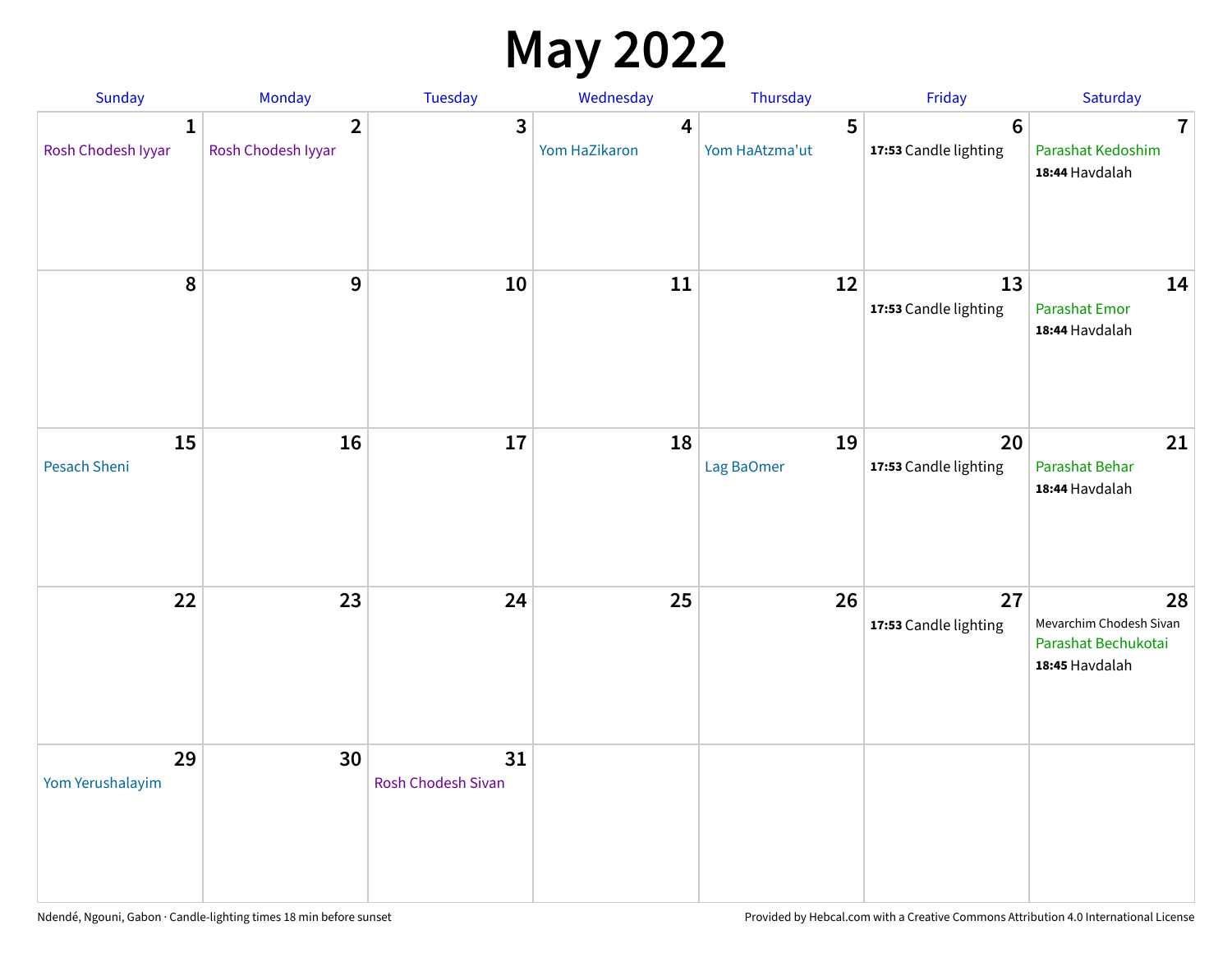# May 2022

| Sunday | Monday | Tuesday | Wednesday | Thursday | Friday | Saturday |
|---|---|---|---|---|---|---|
| 1 Rosh Chodesh Iyyar | 2 Rosh Chodesh Iyyar | 3 | 4 Yom HaZikaron | 5 Yom HaAtzma'ut | 6 **17:53** Candle lighting | 7 Parashat Kedoshim **18:44** Havdalah |
| 8 | 9 | 10 | 11 | 12 | 13 **17:53** Candle lighting | 14 Parashat Emor **18:44** Havdalah |
| 15 Pesach Sheni | 16 | 17 | 18 | 19 Lag BaOmer | 20 **17:53** Candle lighting | 21 Parashat Behar **18:44** Havdalah |
| 22 | 23 | 24 | 25 | 26 | 27 **17:53** Candle lighting | 28 Mevarchim Chodesh Sivan Parashat Bechukotai **18:45** Havdalah |
| 29 Yom Yerushalayim | 30 | 31 Rosh Chodesh Sivan | | | | |

Ndendé, Ngouni, Gabon · Candle-lighting times 18 min before sunset

Provided by Hebcal.com with a Creative Commons Attribution 4.0 International License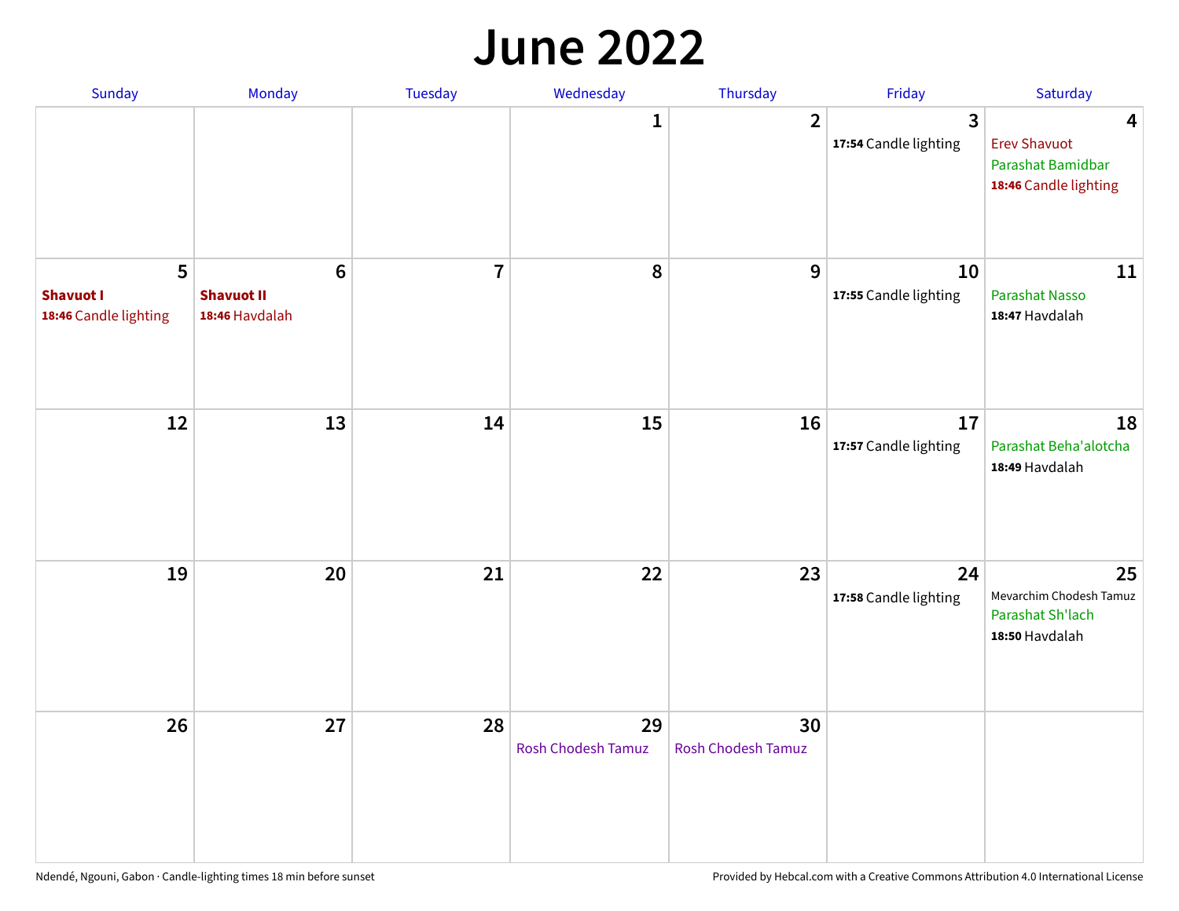# June 2022

| Sunday | Monday | Tuesday | Wednesday | Thursday | Friday | Saturday |
|---|---|---|---|---|---|---|
| | | | 1 | 2 | 3<br>**17:54** Candle lighting | 4<br>Erev Shavuot<br>Parashat Bamidbar<br>**18:46** Candle lighting |
| 5<br>**Shavuot I**<br>**18:46** Candle lighting | 6<br>**Shavuot II**<br>**18:46** Havdalah | 7 | 8 | 9 | 10<br>**17:55** Candle lighting | 11<br>Parashat Nasso<br>**18:47** Havdalah |
| 12 | 13 | 14 | 15 | 16 | 17<br>**17:57** Candle lighting | 18<br>Parashat Beha'alotcha<br>**18:49** Havdalah |
| 19 | 20 | 21 | 22 | 23 | 24<br>**17:58** Candle lighting | 25<br>Mevarchim Chodesh Tamuz<br>Parashat Sh'lach<br>**18:50** Havdalah |
| 26 | 27 | 28 | 29<br>Rosh Chodesh Tamuz | 30<br>Rosh Chodesh Tamuz | | |

Ndendé, Ngouni, Gabon · Candle-lighting times 18 min before sunset

Provided by Hebcal.com with a Creative Commons Attribution 4.0 International License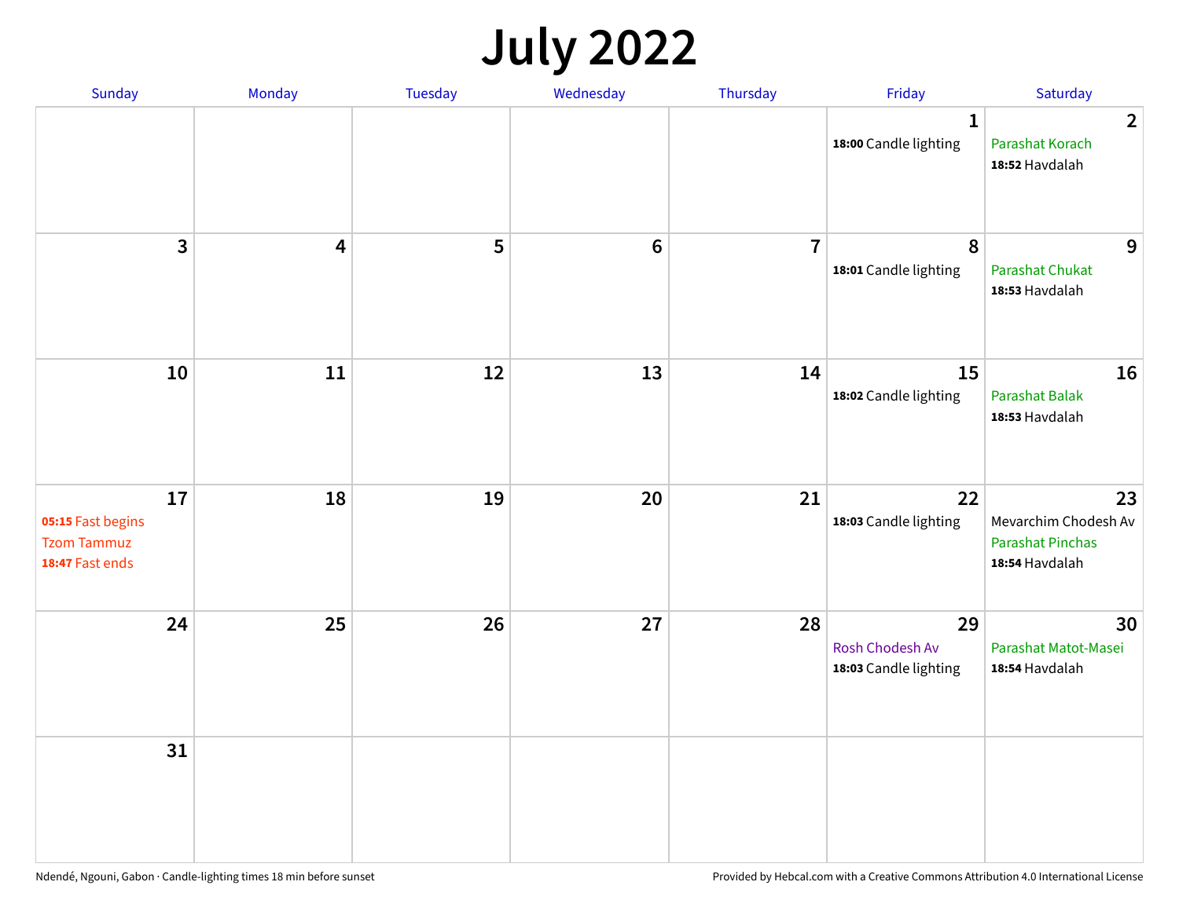# July 2022

| Sunday | Monday | Tuesday | Wednesday | Thursday | Friday | Saturday |
|---|---|---|---|---|---|---|
| | | | | | **1**<br>**18:00** Candle lighting | **2**<br>Parashat Korach<br>**18:52** Havdalah |
| **3** | **4** | **5** | **6** | **7** | **8**<br>**18:01** Candle lighting | **9**<br>Parashat Chukat<br>**18:53** Havdalah |
| **10** | **11** | **12** | **13** | **14** | **15**<br>**18:02** Candle lighting | **16**<br>Parashat Balak<br>**18:53** Havdalah |
| **17**<br>**05:15** Fast begins<br>Tzom Tammuz<br>**18:47** Fast ends | **18** | **19** | **20** | **21** | **22**<br>**18:03** Candle lighting | **23**<br>Mevarchim Chodesh Av<br>Parashat Pinchas<br>**18:54** Havdalah |
| **24** | **25** | **26** | **27** | **28** | **29**<br>Rosh Chodesh Av<br>**18:03** Candle lighting | **30**<br>Parashat Matot-Masei<br>**18:54** Havdalah |
| **31** | | | | | | |

Ndendé, Ngouni, Gabon · Candle-lighting times 18 min before sunset

Provided by Hebcal.com with a Creative Commons Attribution 4.0 International License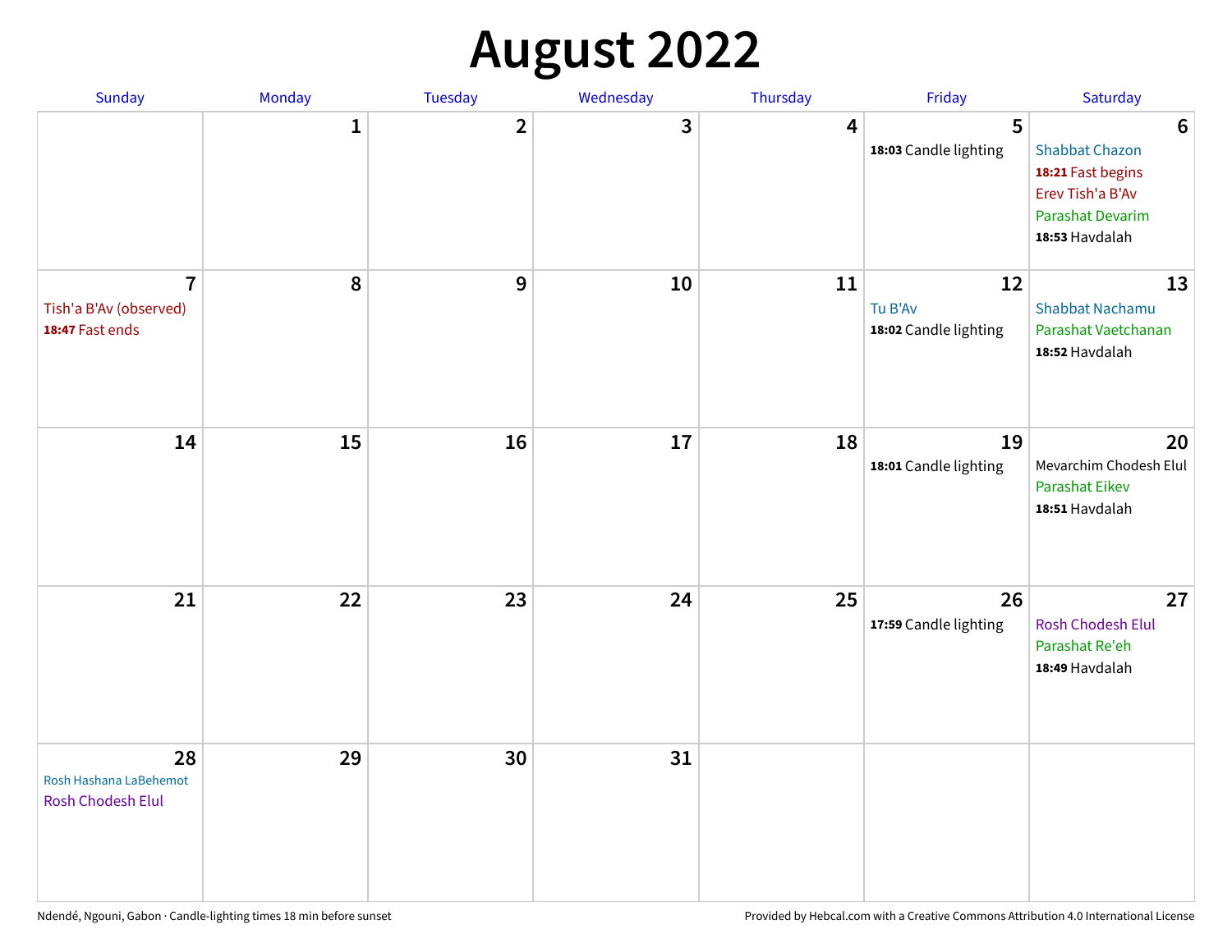# August 2022

| Sunday | Monday | Tuesday | Wednesday | Thursday | Friday | Saturday |
|---|---|---|---|---|---|---|
| | 1 | 2 | 3 | 4 | 5<br>**18:03** Candle lighting | 6<br>Shabbat Chazon<br>**18:21** Fast begins<br>Erev Tish'a B'Av<br>Parashat Devarim<br>**18:53** Havdalah |
| 7<br>Tish'a B'Av (observed)<br>**18:47** Fast ends | 8 | 9 | 10 | 11 | 12<br>Tu B'Av<br>**18:02** Candle lighting | 13<br>Shabbat Nachamu<br>Parashat Vaetchanan<br>**18:52** Havdalah |
| 14 | 15 | 16 | 17 | 18 | 19<br>**18:01** Candle lighting | 20<br>Mevarchim Chodesh Elul<br>Parashat Eikev<br>**18:51** Havdalah |
| 21 | 22 | 23 | 24 | 25 | 26<br>**17:59** Candle lighting | 27<br>Rosh Chodesh Elul<br>Parashat Re'eh<br>**18:49** Havdalah |
| 28<br>Rosh Hashana LaBehemot<br>Rosh Chodesh Elul | 29 | 30 | 31 | | | |

Ndendé, Ngouni, Gabon · Candle-lighting times 18 min before sunset

Provided by Hebcal.com with a Creative Commons Attribution 4.0 International License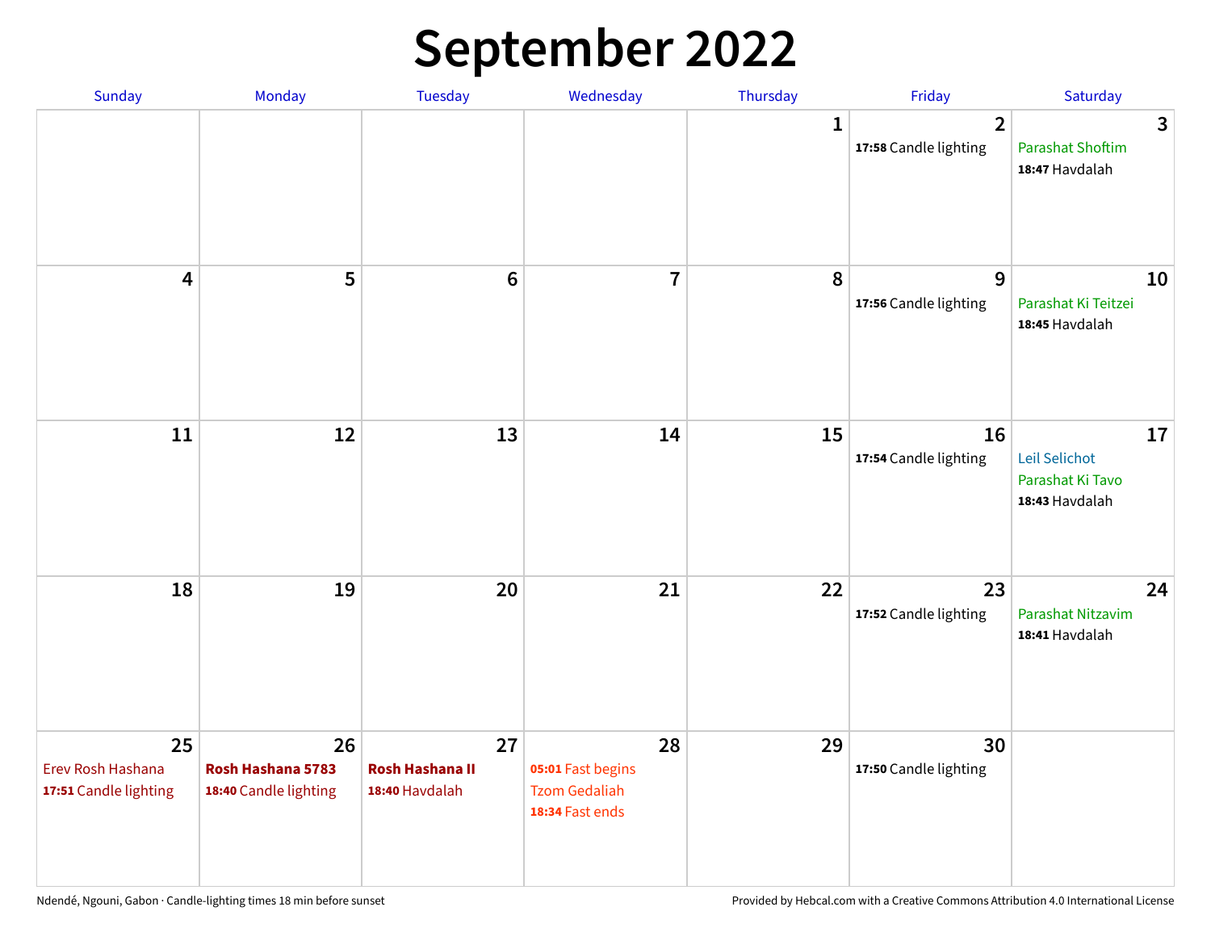# September 2022

| Sunday | Monday | Tuesday | Wednesday | Thursday | Friday | Saturday |
|---|---|---|---|---|---|---|
| | | | | 1 | 2<br>**17:58** Candle lighting | 3<br>Parashat Shoftim<br>**18:47** Havdalah |
| 4 | 5 | 6 | 7 | 8 | 9<br>**17:56** Candle lighting | 10<br>Parashat Ki Teitzei<br>**18:45** Havdalah |
| 11 | 12 | 13 | 14 | 15 | 16<br>**17:54** Candle lighting | 17<br>Leil Selichot<br>Parashat Ki Tavo<br>**18:43** Havdalah |
| 18 | 19 | 20 | 21 | 22 | 23<br>**17:52** Candle lighting | 24<br>Parashat Nitzavim<br>**18:41** Havdalah |
| 25<br>Erev Rosh Hashana<br>**17:51** Candle lighting | 26<br>**Rosh Hashana 5783**<br>**18:40** Candle lighting | 27<br>**Rosh Hashana II**<br>**18:40** Havdalah | 28<br>**05:01** Fast begins<br>Tzom Gedaliah<br>**18:34** Fast ends | 29 | 30<br>**17:50** Candle lighting | |

Ndendé, Ngouni, Gabon · Candle-lighting times 18 min before sunset

Provided by Hebcal.com with a Creative Commons Attribution 4.0 International License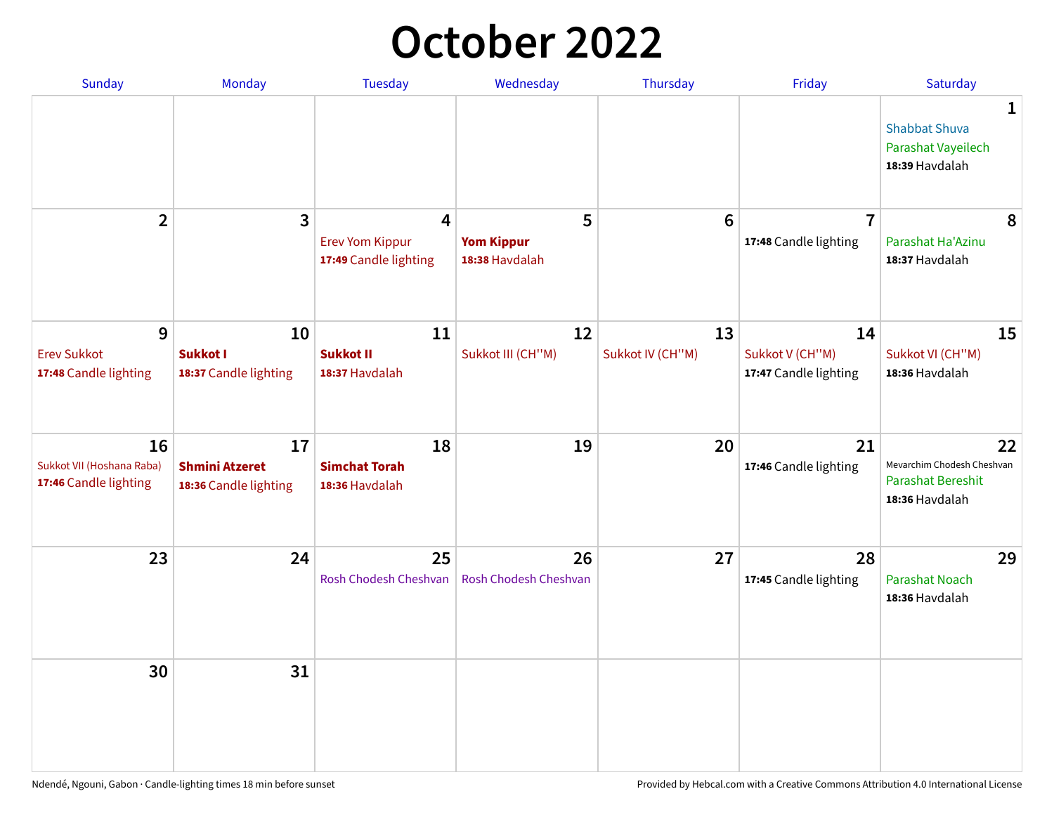# October 2022

| Sunday | Monday | Tuesday | Wednesday | Thursday | Friday | Saturday |
|---|---|---|---|---|---|---|
| | | | | | | **1** Shabbat Shuva Parashat Vayeilech **18:39** Havdalah |
| **2** | **3** | **4** Erev Yom Kippur **17:49** Candle lighting | **5** **Yom Kippur** **18:38** Havdalah | **6** | **7** **17:48** Candle lighting | **8** Parashat Ha'Azinu **18:37** Havdalah |
| **9** Erev Sukkot **17:48** Candle lighting | **10** **Sukkot I** **18:37** Candle lighting | **11** **Sukkot II** **18:37** Havdalah | **12** Sukkot III (CH''M) | **13** Sukkot IV (CH''M) | **14** Sukkot V (CH''M) **17:47** Candle lighting | **15** Sukkot VI (CH''M) **18:36** Havdalah |
| **16** Sukkot VII (Hoshana Raba) **17:46** Candle lighting | **17** **Shmini Atzeret** **18:36** Candle lighting | **18** **Simchat Torah** **18:36** Havdalah | **19** | **20** | **21** **17:46** Candle lighting | **22** Mevarchim Chodesh Cheshvan Parashat Bereshit **18:36** Havdalah |
| **23** | **24** | **25** Rosh Chodesh Cheshvan | **26** Rosh Chodesh Cheshvan | **27** | **28** **17:45** Candle lighting | **29** Parashat Noach **18:36** Havdalah |
| **30** | **31** | | | | | |

Ndendé, Ngouni, Gabon · Candle-lighting times 18 min before sunset

Provided by Hebcal.com with a Creative Commons Attribution 4.0 International License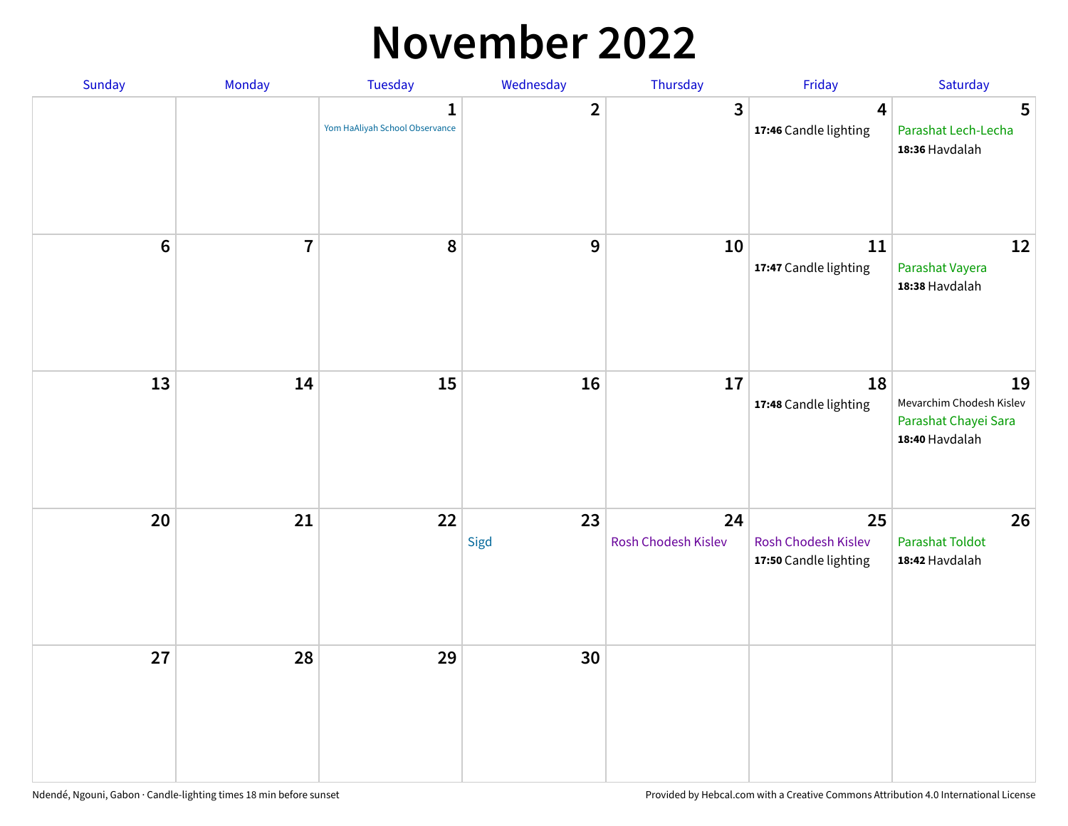# November 2022

| Sunday | Monday | Tuesday | Wednesday | Thursday | Friday | Saturday |
|---|---|---|---|---|---|---|
| | | 1<br>Yom HaAliyah School Observance | 2 | 3 | 4<br>**17:46** Candle lighting | 5<br>Parashat Lech-Lecha<br>**18:36** Havdalah |
| 6 | 7 | 8 | 9 | 10 | 11<br>**17:47** Candle lighting | 12<br>Parashat Vayera<br>**18:38** Havdalah |
| 13 | 14 | 15 | 16 | 17 | 18<br>**17:48** Candle lighting | 19<br>Mevarchim Chodesh Kislev<br>Parashat Chayei Sara<br>**18:40** Havdalah |
| 20 | 21 | 22 | 23<br>Sigd | 24<br>Rosh Chodesh Kislev | 25<br>Rosh Chodesh Kislev<br>**17:50** Candle lighting | 26<br>Parashat Toldot<br>**18:42** Havdalah |
| 27 | 28 | 29 | 30 | | | |

Ndendé, Ngouni, Gabon · Candle-lighting times 18 min before sunset

Provided by Hebcal.com with a Creative Commons Attribution 4.0 International License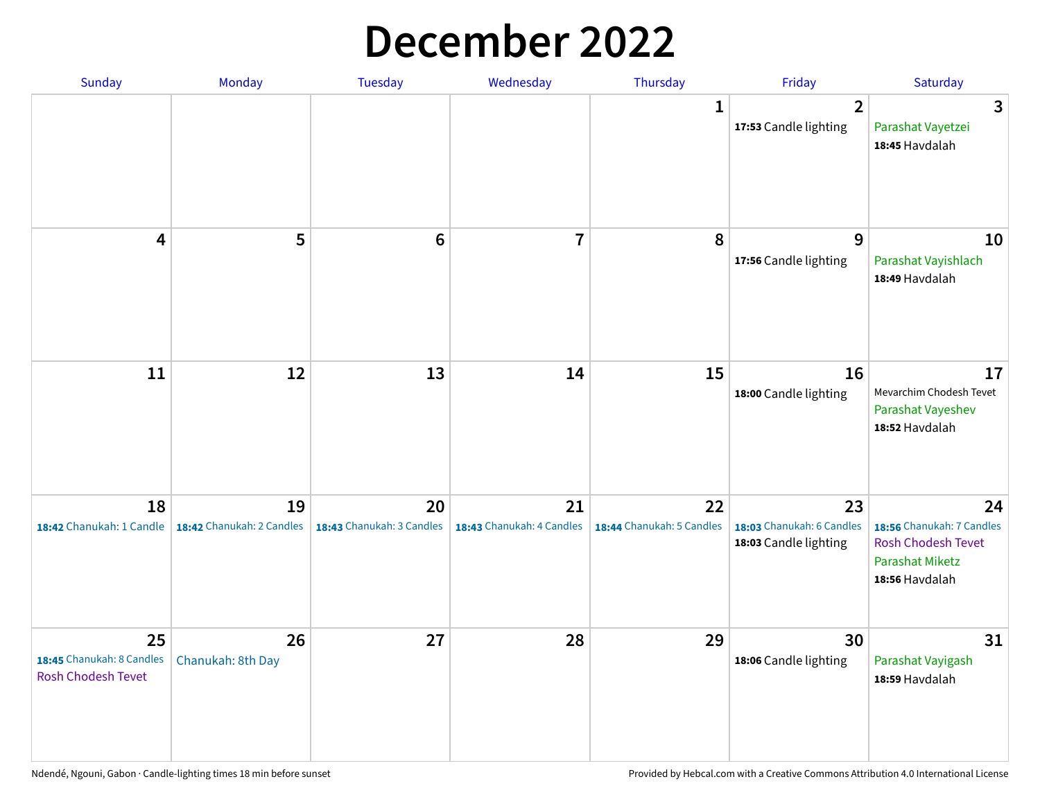# December 2022

| Sunday | Monday | Tuesday | Wednesday | Thursday | Friday | Saturday |
| --- | --- | --- | --- | --- | --- | --- |
| | | | | 1 | 2<br>**17:53** Candle lighting | 3<br>Parashat Vayetzei<br>**18:45** Havdalah |
| 4 | 5 | 6 | 7 | 8 | 9<br>**17:56** Candle lighting | 10<br>Parashat Vayishlach<br>**18:49** Havdalah |
| 11 | 12 | 13 | 14 | 15 | 16<br>**18:00** Candle lighting | 17<br>Mevarchim Chodesh Tevet<br>Parashat Vayeshev<br>**18:52** Havdalah |
| 18<br>**18:42** Chanukah: 1 Candle | 19<br>**18:42** Chanukah: 2 Candles | 20<br>**18:43** Chanukah: 3 Candles | 21<br>**18:43** Chanukah: 4 Candles | 22<br>**18:44** Chanukah: 5 Candles | 23<br>**18:03** Chanukah: 6 Candles<br>**18:03** Candle lighting | 24<br>**18:56** Chanukah: 7 Candles<br>Rosh Chodesh Tevet<br>Parashat Miketz<br>**18:56** Havdalah |
| 25<br>**18:45** Chanukah: 8 Candles<br>Rosh Chodesh Tevet | 26<br>Chanukah: 8th Day | 27 | 28 | 29 | 30<br>**18:06** Candle lighting | 31<br>Parashat Vayigash<br>**18:59** Havdalah |

Ndendé, Ngouni, Gabon · Candle-lighting times 18 min before sunset

Provided by Hebcal.com with a Creative Commons Attribution 4.0 International License